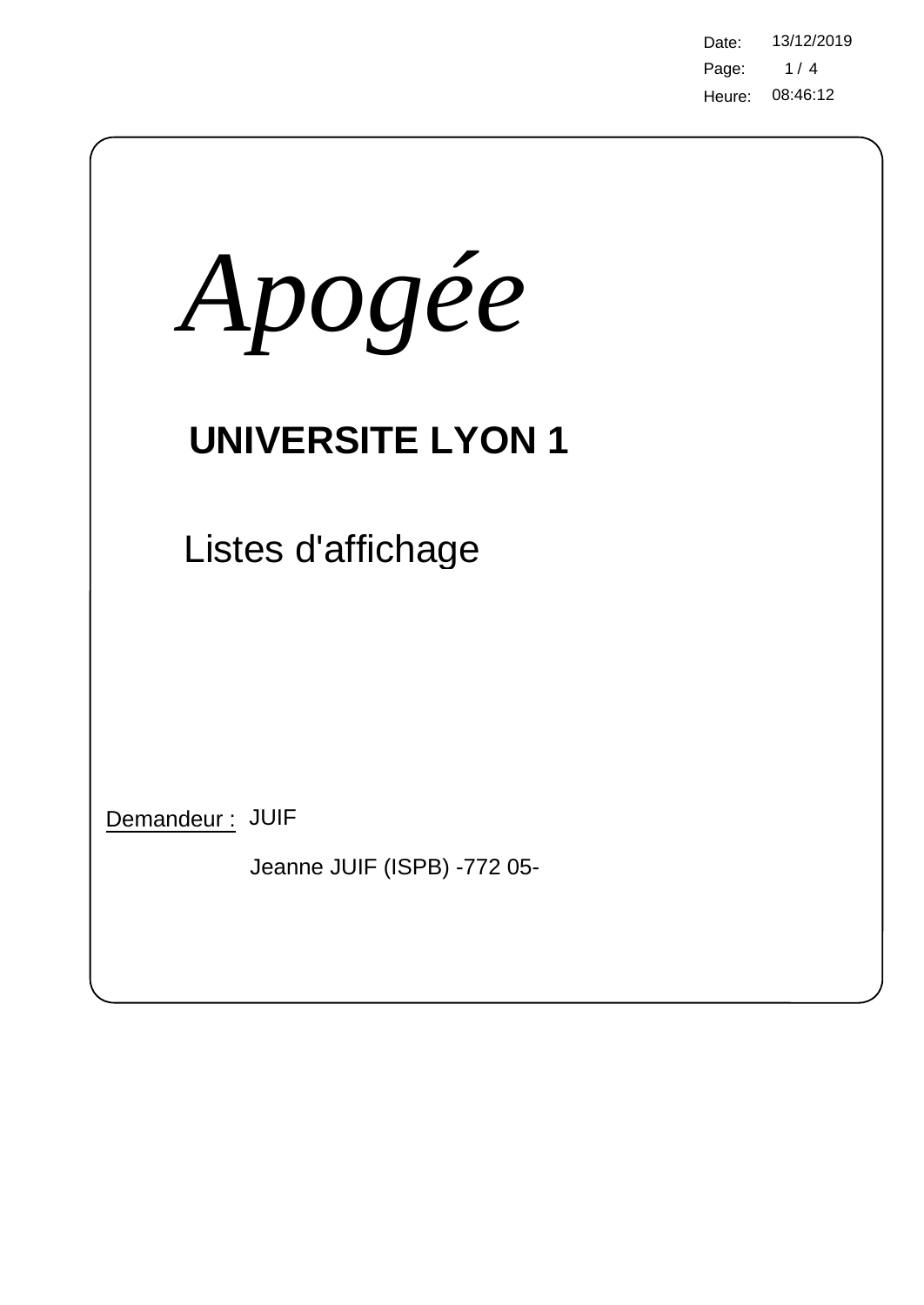Date: 13/12/2019
Heure: 08:46:12

# *Apogée*

## UNIVERSITE LYON 1

Listes d'affichage

Demandeur : JUIF

Jeanne JUIF (ISPB) -772 05-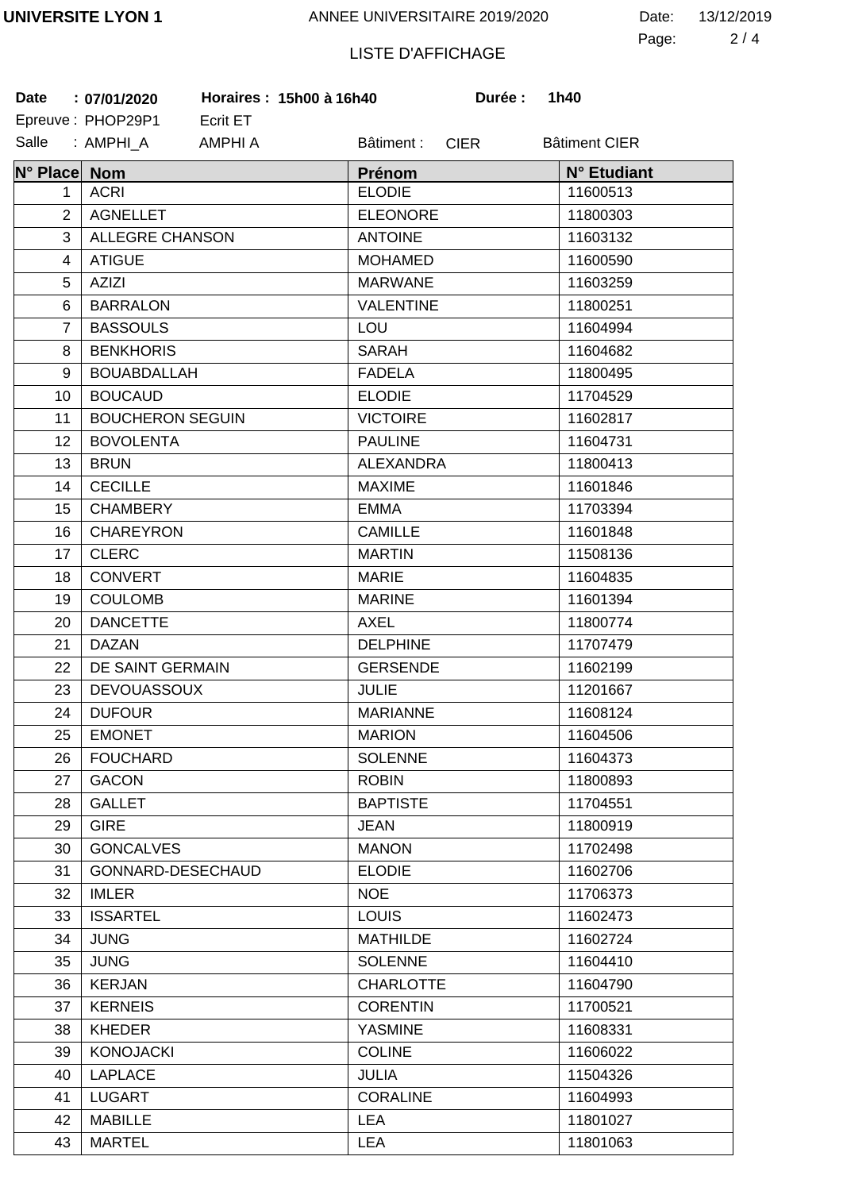**UNIVERSITE LYON 1** ANNEE UNIVERSITAIRE 2019/2020 Date: 13/12/2019

LISTE D'AFFICHAGE

**Date : 07/01/2020** **Horaires : 15h00 à 16h40** **Durée : 1h40**

Epreuve : PHOP29P1 Ecrit ET

Salle : AMPHI_A AMPHI A Bâtiment : CIER Bâtiment CIER

| N° Place | Nom | Prénom | N° Etudiant |
|---|---|---|---|
| 1 | ACRI | ELODIE | 11600513 |
| 2 | AGNELLET | ELEONORE | 11800303 |
| 3 | ALLEGRE CHANSON | ANTOINE | 11603132 |
| 4 | ATIGUE | MOHAMED | 11600590 |
| 5 | AZIZI | MARWANE | 11603259 |
| 6 | BARRALON | VALENTINE | 11800251 |
| 7 | BASSOULS | LOU | 11604994 |
| 8 | BENKHORIS | SARAH | 11604682 |
| 9 | BOUABDALLAH | FADELA | 11800495 |
| 10 | BOUCAUD | ELODIE | 11704529 |
| 11 | BOUCHERON SEGUIN | VICTOIRE | 11602817 |
| 12 | BOVOLENTA | PAULINE | 11604731 |
| 13 | BRUN | ALEXANDRA | 11800413 |
| 14 | CECILLE | MAXIME | 11601846 |
| 15 | CHAMBERY | EMMA | 11703394 |
| 16 | CHAREYRON | CAMILLE | 11601848 |
| 17 | CLERC | MARTIN | 11508136 |
| 18 | CONVERT | MARIE | 11604835 |
| 19 | COULOMB | MARINE | 11601394 |
| 20 | DANCETTE | AXEL | 11800774 |
| 21 | DAZAN | DELPHINE | 11707479 |
| 22 | DE SAINT GERMAIN | GERSENDE | 11602199 |
| 23 | DEVOUASSOUX | JULIE | 11201667 |
| 24 | DUFOUR | MARIANNE | 11608124 |
| 25 | EMONET | MARION | 11604506 |
| 26 | FOUCHARD | SOLENNE | 11604373 |
| 27 | GACON | ROBIN | 11800893 |
| 28 | GALLET | BAPTISTE | 11704551 |
| 29 | GIRE | JEAN | 11800919 |
| 30 | GONCALVES | MANON | 11702498 |
| 31 | GONNARD-DESECHAUD | ELODIE | 11602706 |
| 32 | IMLER | NOE | 11706373 |
| 33 | ISSARTEL | LOUIS | 11602473 |
| 34 | JUNG | MATHILDE | 11602724 |
| 35 | JUNG | SOLENNE | 11604410 |
| 36 | KERJAN | CHARLOTTE | 11604790 |
| 37 | KERNEIS | CORENTIN | 11700521 |
| 38 | KHEDER | YASMINE | 11608331 |
| 39 | KONOJACKI | COLINE | 11606022 |
| 40 | LAPLACE | JULIA | 11504326 |
| 41 | LUGART | CORALINE | 11604993 |
| 42 | MABILLE | LEA | 11801027 |
| 43 | MARTEL | LEA | 11801063 |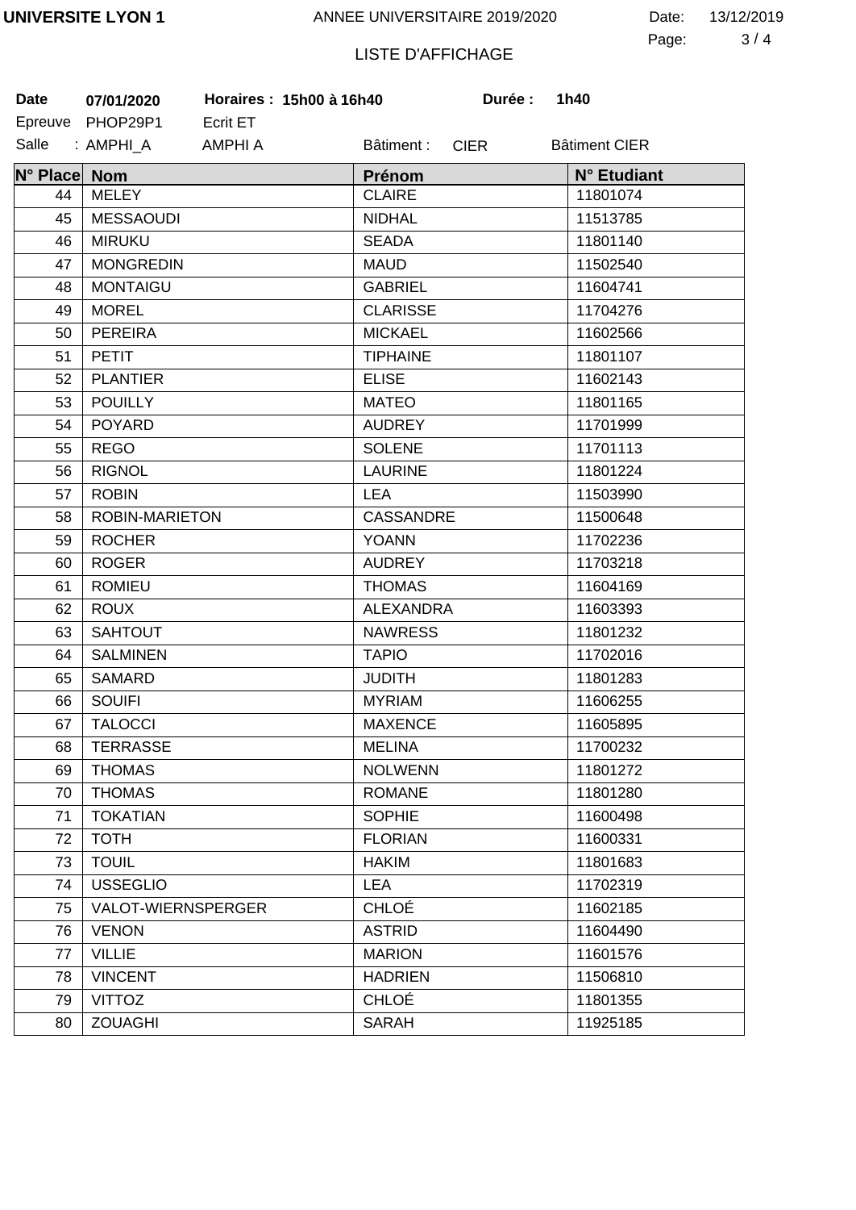**UNIVERSITE LYON 1** ANNEE UNIVERSITAIRE 2019/2020 Date: 13/12/2019

LISTE D'AFFICHAGE

**Date** **07/01/2020** **Horaires : 15h00 à 16h40** **Durée : 1h40**

Epreuve PHOP29P1 Ecrit ET

Salle : AMPHI_A AMPHI A Bâtiment : CIER Bâtiment CIER

| N° Place | Nom | Prénom | N° Etudiant |
|---|---|---|---|
| 44 | MELEY | CLAIRE | 11801074 |
| 45 | MESSAOUDI | NIDHAL | 11513785 |
| 46 | MIRUKU | SEADA | 11801140 |
| 47 | MONGREDIN | MAUD | 11502540 |
| 48 | MONTAIGU | GABRIEL | 11604741 |
| 49 | MOREL | CLARISSE | 11704276 |
| 50 | PEREIRA | MICKAEL | 11602566 |
| 51 | PETIT | TIPHAINE | 11801107 |
| 52 | PLANTIER | ELISE | 11602143 |
| 53 | POUILLY | MATEO | 11801165 |
| 54 | POYARD | AUDREY | 11701999 |
| 55 | REGO | SOLENE | 11701113 |
| 56 | RIGNOL | LAURINE | 11801224 |
| 57 | ROBIN | LEA | 11503990 |
| 58 | ROBIN-MARIETON | CASSANDRE | 11500648 |
| 59 | ROCHER | YOANN | 11702236 |
| 60 | ROGER | AUDREY | 11703218 |
| 61 | ROMIEU | THOMAS | 11604169 |
| 62 | ROUX | ALEXANDRA | 11603393 |
| 63 | SAHTOUT | NAWRESS | 11801232 |
| 64 | SALMINEN | TAPIO | 11702016 |
| 65 | SAMARD | JUDITH | 11801283 |
| 66 | SOUIFI | MYRIAM | 11606255 |
| 67 | TALOCCI | MAXENCE | 11605895 |
| 68 | TERRASSE | MELINA | 11700232 |
| 69 | THOMAS | NOLWENN | 11801272 |
| 70 | THOMAS | ROMANE | 11801280 |
| 71 | TOKATIAN | SOPHIE | 11600498 |
| 72 | TOTH | FLORIAN | 11600331 |
| 73 | TOUIL | HAKIM | 11801683 |
| 74 | USSEGLIO | LEA | 11702319 |
| 75 | VALOT-WIERNSPERGER | CHLOÉ | 11602185 |
| 76 | VENON | ASTRID | 11604490 |
| 77 | VILLIE | MARION | 11601576 |
| 78 | VINCENT | HADRIEN | 11506810 |
| 79 | VITTOZ | CHLOÉ | 11801355 |
| 80 | ZOUAGHI | SARAH | 11925185 |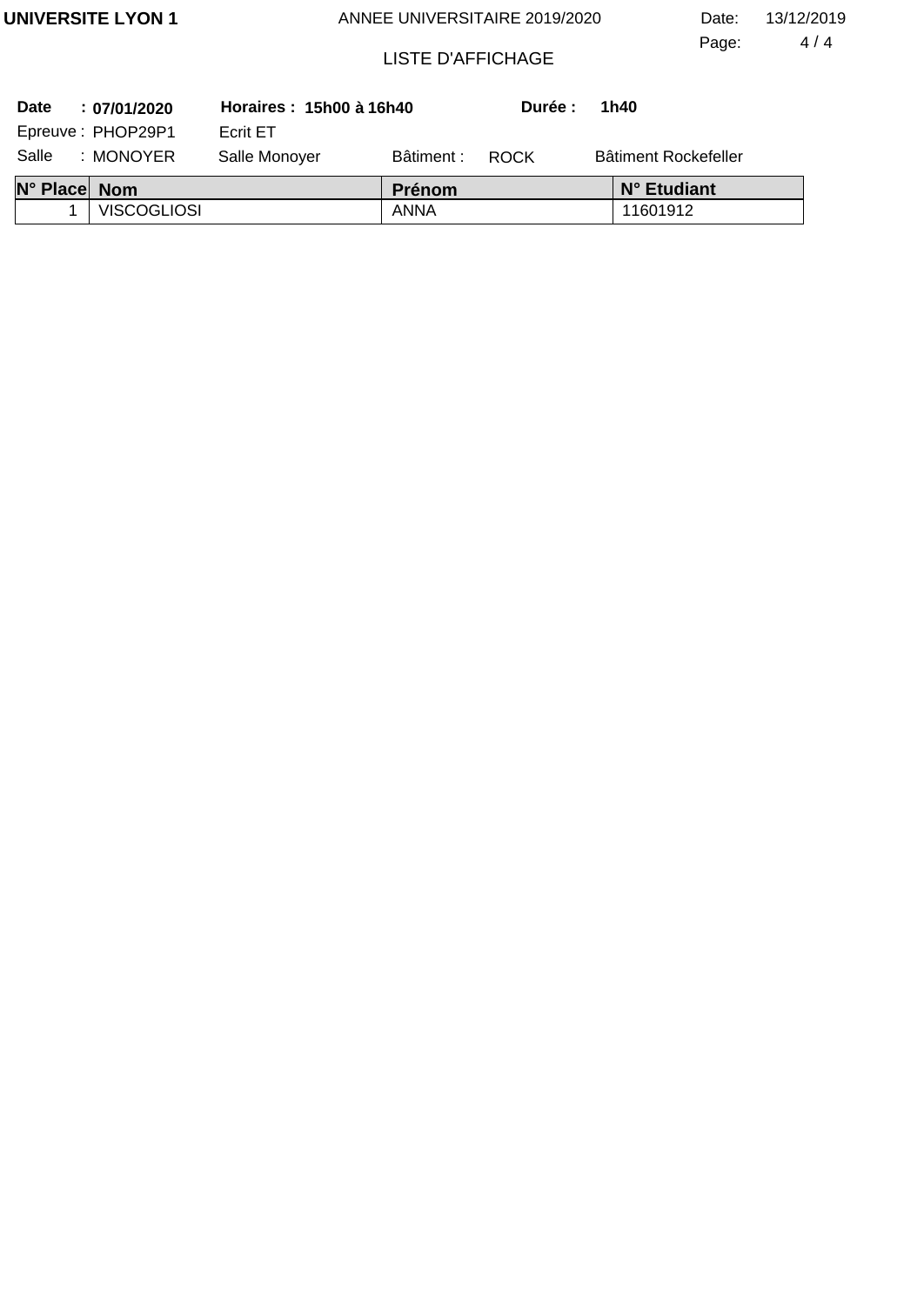**UNIVERSITE LYON 1** ANNEE UNIVERSITAIRE 2019/2020 Date: 13/12/2019

LISTE D'AFFICHAGE

**Date : 07/01/2020** **Horaires : 15h00 à 16h40** **Durée : 1h40**

Epreuve : PHOP29P1 Ecrit ET

Salle : MONOYER Salle Monoyer Bâtiment : ROCK Bâtiment Rockefeller

| N° Place | Nom | Prénom | N° Etudiant |
|---|---|---|---|
| 1 | VISCOGLIOSI | ANNA | 11601912 |